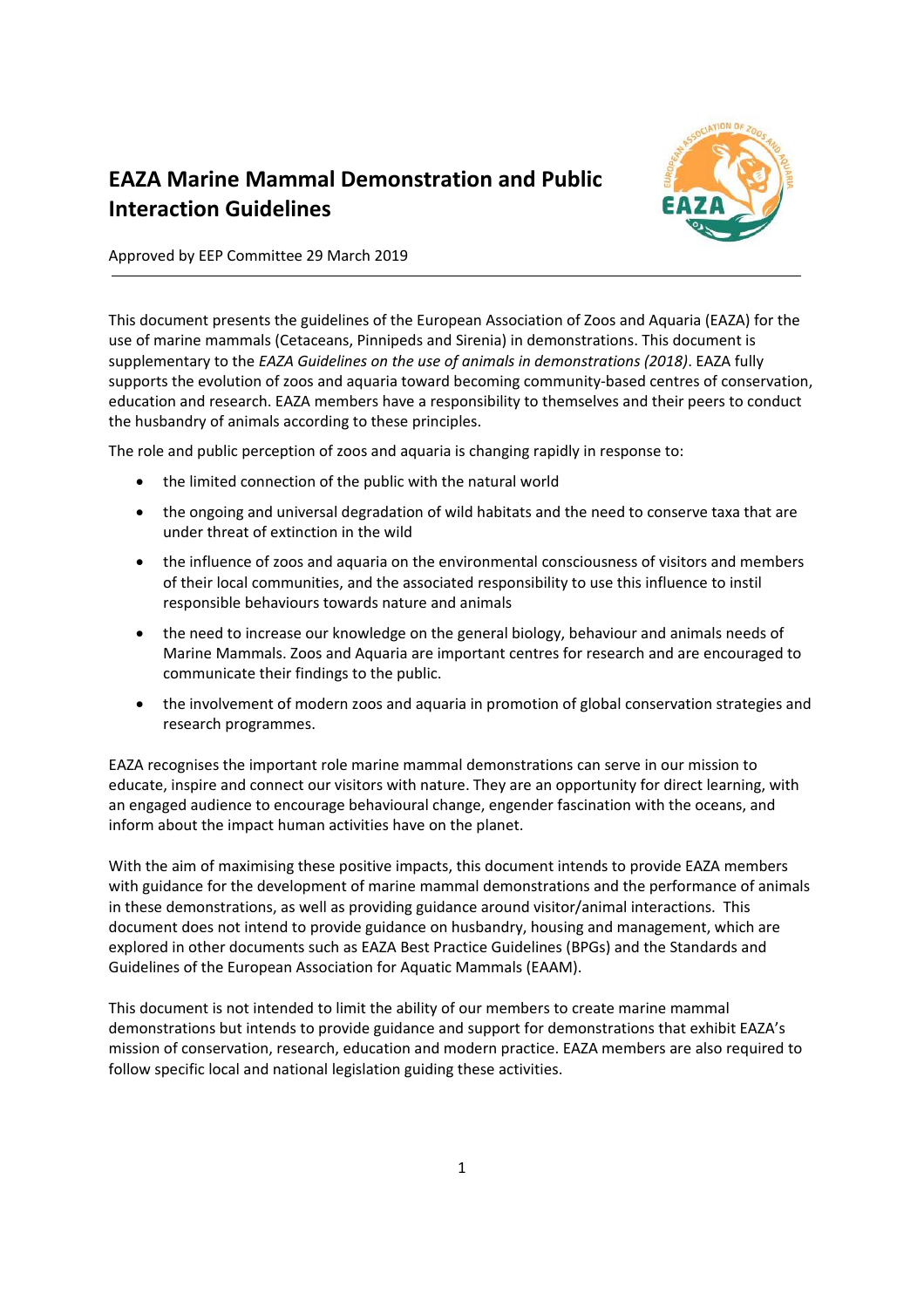# EAZA Marine Mammal Demonstration and Public Interaction Guidelines

Approved by EEP Committee 29 March 2019

This document presents the guidelines of the European Association of Zoos and Aquaria (EAZA) for the use of marine mammals (Cetaceans, Pinnipeds and Sirenia) in demonstrations. This document is supplementary to the *EAZA Guidelines on the use of animals in demonstrations (2018)*. EAZA fully supports the evolution of zoos and aquaria toward becoming community-based centres of conservation, education and research. EAZA members have a responsibility to themselves and their peers to conduct the husbandry of animals according to these principles.

The role and public perception of zoos and aquaria is changing rapidly in response to:

- the limited connection of the public with the natural world
- the ongoing and universal degradation of wild habitats and the need to conserve taxa that are under threat of extinction in the wild
- the influence of zoos and aquaria on the environmental consciousness of visitors and members of their local communities, and the associated responsibility to use this influence to instil responsible behaviours towards nature and animals
- the need to increase our knowledge on the general biology, behaviour and animals needs of Marine Mammals. Zoos and Aquaria are important centres for research and are encouraged to communicate their findings to the public.
- the involvement of modern zoos and aquaria in promotion of global conservation strategies and research programmes.

EAZA recognises the important role marine mammal demonstrations can serve in our mission to educate, inspire and connect our visitors with nature. They are an opportunity for direct learning, with an engaged audience to encourage behavioural change, engender fascination with the oceans, and inform about the impact human activities have on the planet.

With the aim of maximising these positive impacts, this document intends to provide EAZA members with guidance for the development of marine mammal demonstrations and the performance of animals in these demonstrations, as well as providing guidance around visitor/animal interactions. This document does not intend to provide guidance on husbandry, housing and management, which are explored in other documents such as EAZA Best Practice Guidelines (BPGs) and the Standards and Guidelines of the European Association for Aquatic Mammals (EAAM).

This document is not intended to limit the ability of our members to create marine mammal demonstrations but intends to provide guidance and support for demonstrations that exhibit EAZA's mission of conservation, research, education and modern practice. EAZA members are also required to follow specific local and national legislation guiding these activities.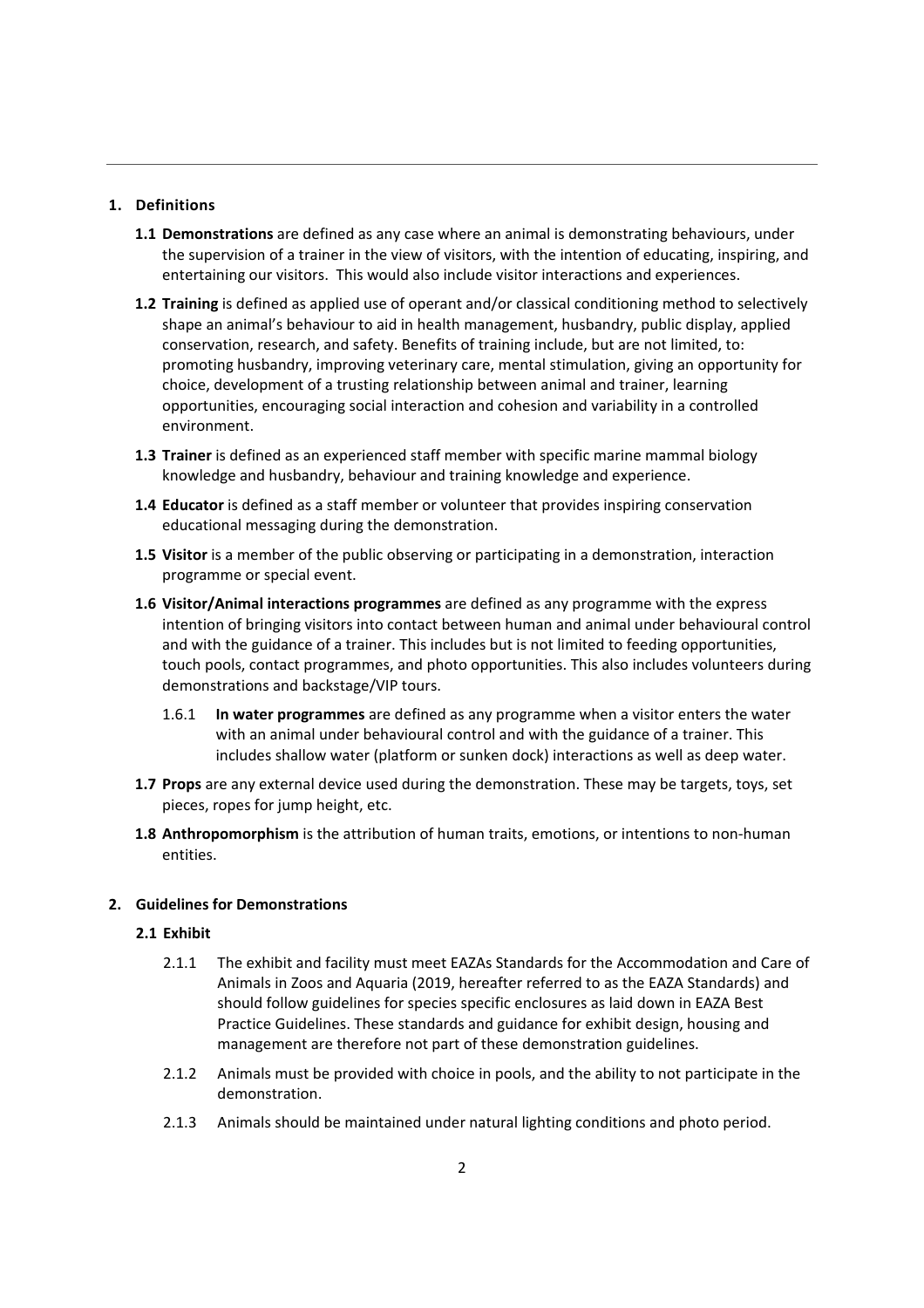## 1. Definitions

**1.1 Demonstrations** are defined as any case where an animal is demonstrating behaviours, under the supervision of a trainer in the view of visitors, with the intention of educating, inspiring, and entertaining our visitors. This would also include visitor interactions and experiences.

**1.2 Training** is defined as applied use of operant and/or classical conditioning method to selectively shape an animal's behaviour to aid in health management, husbandry, public display, applied conservation, research, and safety. Benefits of training include, but are not limited, to: promoting husbandry, improving veterinary care, mental stimulation, giving an opportunity for choice, development of a trusting relationship between animal and trainer, learning opportunities, encouraging social interaction and cohesion and variability in a controlled environment.

**1.3 Trainer** is defined as an experienced staff member with specific marine mammal biology knowledge and husbandry, behaviour and training knowledge and experience.

**1.4 Educator** is defined as a staff member or volunteer that provides inspiring conservation educational messaging during the demonstration.

**1.5 Visitor** is a member of the public observing or participating in a demonstration, interaction programme or special event.

**1.6 Visitor/Animal interactions programmes** are defined as any programme with the express intention of bringing visitors into contact between human and animal under behavioural control and with the guidance of a trainer. This includes but is not limited to feeding opportunities, touch pools, contact programmes, and photo opportunities. This also includes volunteers during demonstrations and backstage/VIP tours.

1.6.1 **In water programmes** are defined as any programme when a visitor enters the water with an animal under behavioural control and with the guidance of a trainer. This includes shallow water (platform or sunken dock) interactions as well as deep water.

**1.7 Props** are any external device used during the demonstration. These may be targets, toys, set pieces, ropes for jump height, etc.

**1.8 Anthropomorphism** is the attribution of human traits, emotions, or intentions to non-human entities.

## 2. Guidelines for Demonstrations

### 2.1 Exhibit

2.1.1 The exhibit and facility must meet EAZAs Standards for the Accommodation and Care of Animals in Zoos and Aquaria (2019, hereafter referred to as the EAZA Standards) and should follow guidelines for species specific enclosures as laid down in EAZA Best Practice Guidelines. These standards and guidance for exhibit design, housing and management are therefore not part of these demonstration guidelines.

2.1.2 Animals must be provided with choice in pools, and the ability to not participate in the demonstration.

2.1.3 Animals should be maintained under natural lighting conditions and photo period.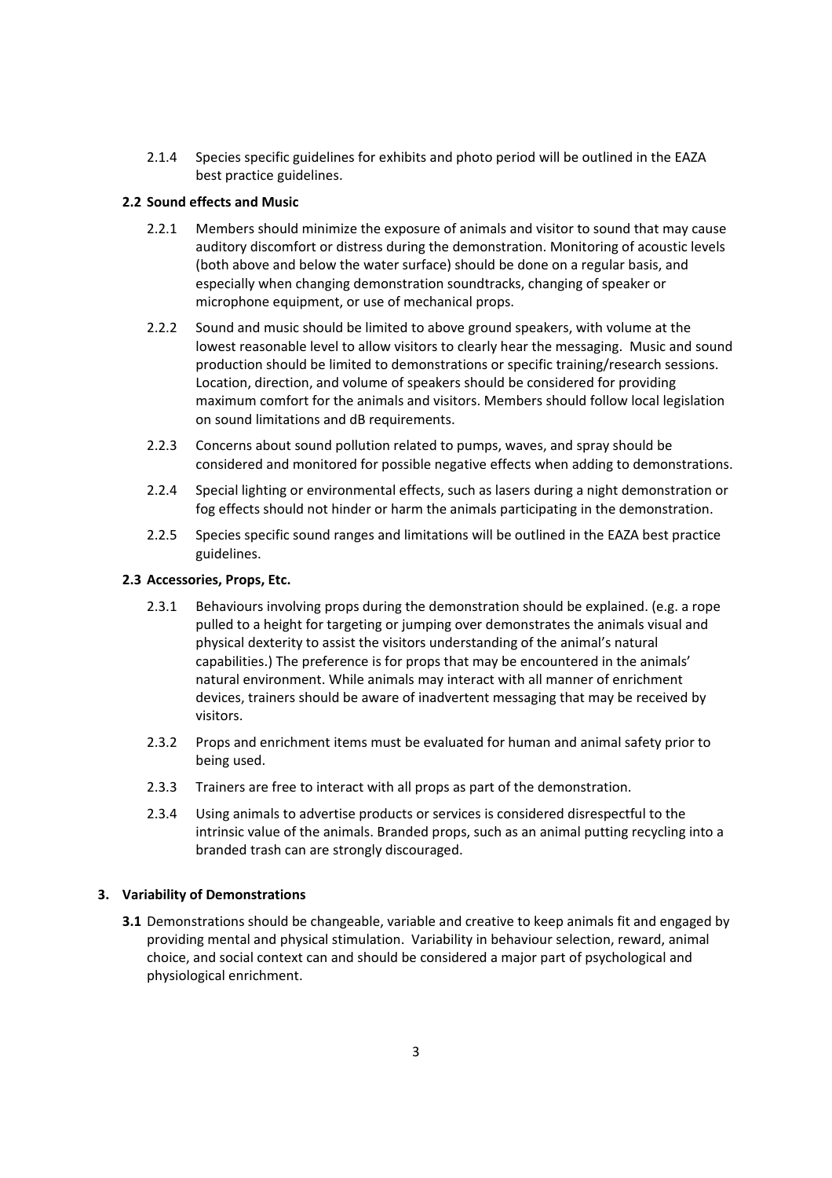2.1.4 Species specific guidelines for exhibits and photo period will be outlined in the EAZA best practice guidelines.

**2.2 Sound effects and Music**

2.2.1 Members should minimize the exposure of animals and visitor to sound that may cause auditory discomfort or distress during the demonstration. Monitoring of acoustic levels (both above and below the water surface) should be done on a regular basis, and especially when changing demonstration soundtracks, changing of speaker or microphone equipment, or use of mechanical props.

2.2.2 Sound and music should be limited to above ground speakers, with volume at the lowest reasonable level to allow visitors to clearly hear the messaging. Music and sound production should be limited to demonstrations or specific training/research sessions. Location, direction, and volume of speakers should be considered for providing maximum comfort for the animals and visitors. Members should follow local legislation on sound limitations and dB requirements.

2.2.3 Concerns about sound pollution related to pumps, waves, and spray should be considered and monitored for possible negative effects when adding to demonstrations.

2.2.4 Special lighting or environmental effects, such as lasers during a night demonstration or fog effects should not hinder or harm the animals participating in the demonstration.

2.2.5 Species specific sound ranges and limitations will be outlined in the EAZA best practice guidelines.

**2.3 Accessories, Props, Etc.**

2.3.1 Behaviours involving props during the demonstration should be explained. (e.g. a rope pulled to a height for targeting or jumping over demonstrates the animals visual and physical dexterity to assist the visitors understanding of the animal's natural capabilities.) The preference is for props that may be encountered in the animals' natural environment. While animals may interact with all manner of enrichment devices, trainers should be aware of inadvertent messaging that may be received by visitors.

2.3.2 Props and enrichment items must be evaluated for human and animal safety prior to being used.

2.3.3 Trainers are free to interact with all props as part of the demonstration.

2.3.4 Using animals to advertise products or services is considered disrespectful to the intrinsic value of the animals. Branded props, such as an animal putting recycling into a branded trash can are strongly discouraged.

**3. Variability of Demonstrations**

**3.1** Demonstrations should be changeable, variable and creative to keep animals fit and engaged by providing mental and physical stimulation. Variability in behaviour selection, reward, animal choice, and social context can and should be considered a major part of psychological and physiological enrichment.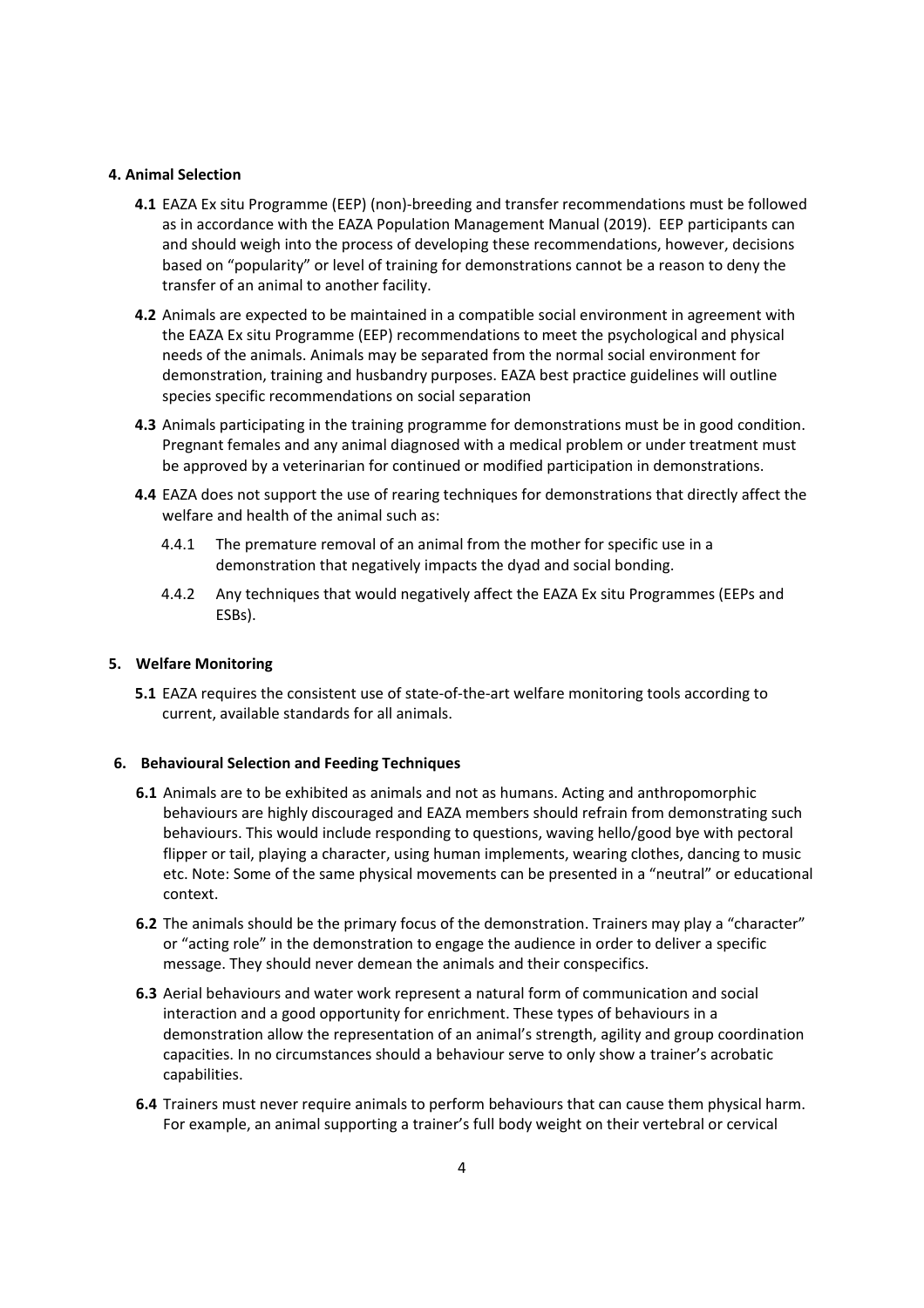## 4. Animal Selection

**4.1** EAZA Ex situ Programme (EEP) (non)-breeding and transfer recommendations must be followed as in accordance with the EAZA Population Management Manual (2019). EEP participants can and should weigh into the process of developing these recommendations, however, decisions based on "popularity" or level of training for demonstrations cannot be a reason to deny the transfer of an animal to another facility.

**4.2** Animals are expected to be maintained in a compatible social environment in agreement with the EAZA Ex situ Programme (EEP) recommendations to meet the psychological and physical needs of the animals. Animals may be separated from the normal social environment for demonstration, training and husbandry purposes. EAZA best practice guidelines will outline species specific recommendations on social separation

**4.3** Animals participating in the training programme for demonstrations must be in good condition. Pregnant females and any animal diagnosed with a medical problem or under treatment must be approved by a veterinarian for continued or modified participation in demonstrations.

**4.4** EAZA does not support the use of rearing techniques for demonstrations that directly affect the welfare and health of the animal such as:

- 4.4.1 The premature removal of an animal from the mother for specific use in a demonstration that negatively impacts the dyad and social bonding.
- 4.4.2 Any techniques that would negatively affect the EAZA Ex situ Programmes (EEPs and ESBs).

## 5. Welfare Monitoring

**5.1** EAZA requires the consistent use of state-of-the-art welfare monitoring tools according to current, available standards for all animals.

## 6. Behavioural Selection and Feeding Techniques

**6.1** Animals are to be exhibited as animals and not as humans. Acting and anthropomorphic behaviours are highly discouraged and EAZA members should refrain from demonstrating such behaviours. This would include responding to questions, waving hello/good bye with pectoral flipper or tail, playing a character, using human implements, wearing clothes, dancing to music etc. Note: Some of the same physical movements can be presented in a "neutral" or educational context.

**6.2** The animals should be the primary focus of the demonstration. Trainers may play a "character" or "acting role" in the demonstration to engage the audience in order to deliver a specific message. They should never demean the animals and their conspecifics.

**6.3** Aerial behaviours and water work represent a natural form of communication and social interaction and a good opportunity for enrichment. These types of behaviours in a demonstration allow the representation of an animal's strength, agility and group coordination capacities. In no circumstances should a behaviour serve to only show a trainer's acrobatic capabilities.

**6.4** Trainers must never require animals to perform behaviours that can cause them physical harm. For example, an animal supporting a trainer's full body weight on their vertebral or cervical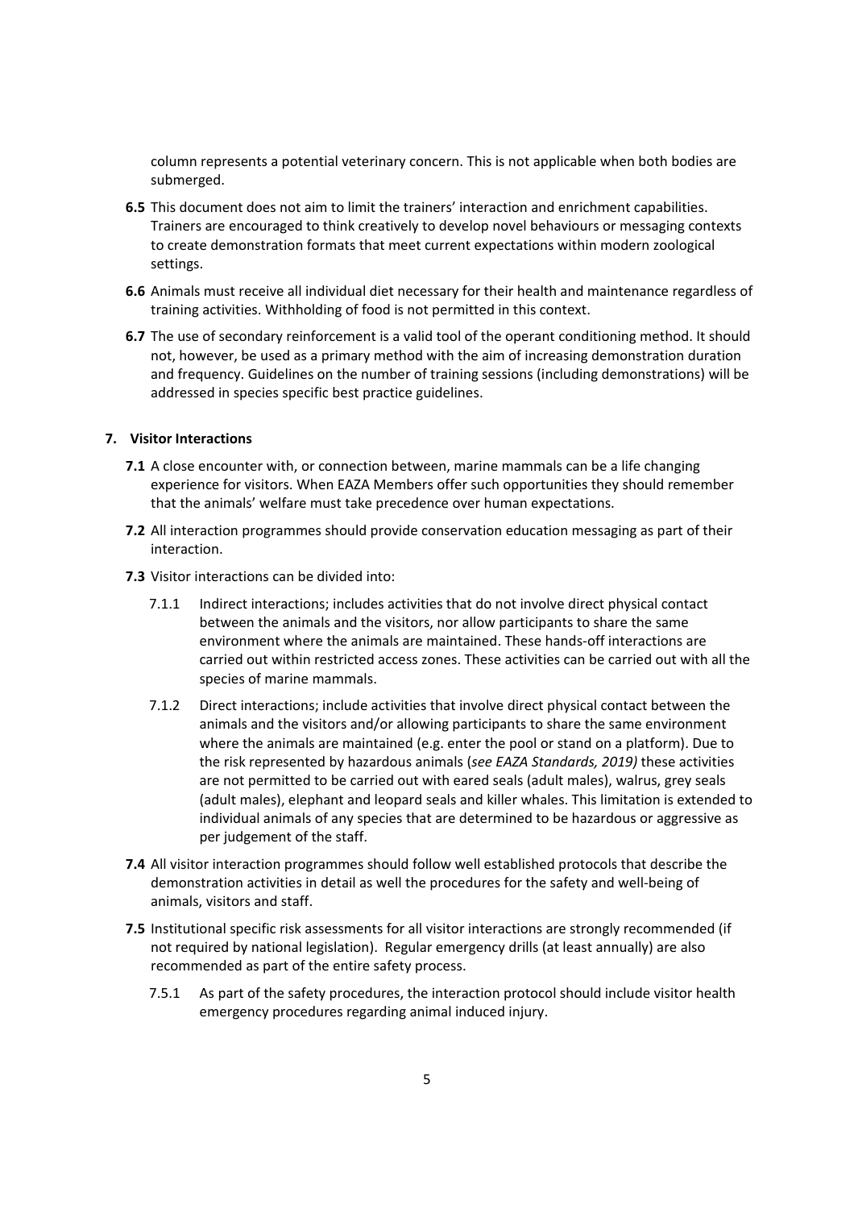column represents a potential veterinary concern. This is not applicable when both bodies are submerged.

**6.5** This document does not aim to limit the trainers' interaction and enrichment capabilities. Trainers are encouraged to think creatively to develop novel behaviours or messaging contexts to create demonstration formats that meet current expectations within modern zoological settings.

**6.6** Animals must receive all individual diet necessary for their health and maintenance regardless of training activities. Withholding of food is not permitted in this context.

**6.7** The use of secondary reinforcement is a valid tool of the operant conditioning method. It should not, however, be used as a primary method with the aim of increasing demonstration duration and frequency. Guidelines on the number of training sessions (including demonstrations) will be addressed in species specific best practice guidelines.

## 7. Visitor Interactions

**7.1** A close encounter with, or connection between, marine mammals can be a life changing experience for visitors. When EAZA Members offer such opportunities they should remember that the animals' welfare must take precedence over human expectations.

**7.2** All interaction programmes should provide conservation education messaging as part of their interaction.

**7.3** Visitor interactions can be divided into:

7.1.1 Indirect interactions; includes activities that do not involve direct physical contact between the animals and the visitors, nor allow participants to share the same environment where the animals are maintained. These hands-off interactions are carried out within restricted access zones. These activities can be carried out with all the species of marine mammals.

7.1.2 Direct interactions; include activities that involve direct physical contact between the animals and the visitors and/or allowing participants to share the same environment where the animals are maintained (e.g. enter the pool or stand on a platform). Due to the risk represented by hazardous animals (*see EAZA Standards, 2019)* these activities are not permitted to be carried out with eared seals (adult males), walrus, grey seals (adult males), elephant and leopard seals and killer whales. This limitation is extended to individual animals of any species that are determined to be hazardous or aggressive as per judgement of the staff.

**7.4** All visitor interaction programmes should follow well established protocols that describe the demonstration activities in detail as well the procedures for the safety and well-being of animals, visitors and staff.

**7.5** Institutional specific risk assessments for all visitor interactions are strongly recommended (if not required by national legislation). Regular emergency drills (at least annually) are also recommended as part of the entire safety process.

7.5.1 As part of the safety procedures, the interaction protocol should include visitor health emergency procedures regarding animal induced injury.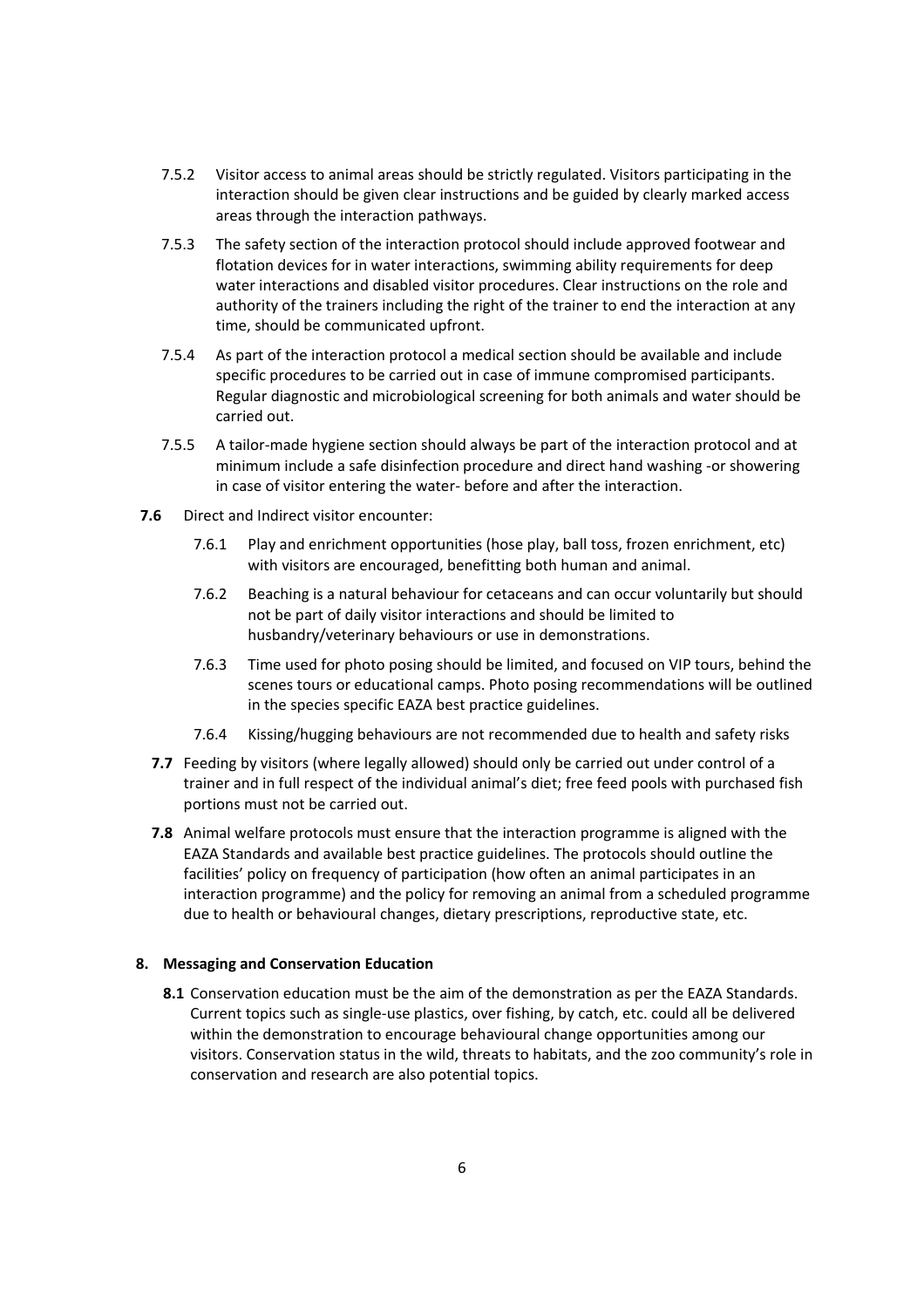7.5.2 Visitor access to animal areas should be strictly regulated. Visitors participating in the interaction should be given clear instructions and be guided by clearly marked access areas through the interaction pathways.

7.5.3 The safety section of the interaction protocol should include approved footwear and flotation devices for in water interactions, swimming ability requirements for deep water interactions and disabled visitor procedures. Clear instructions on the role and authority of the trainers including the right of the trainer to end the interaction at any time, should be communicated upfront.

7.5.4 As part of the interaction protocol a medical section should be available and include specific procedures to be carried out in case of immune compromised participants. Regular diagnostic and microbiological screening for both animals and water should be carried out.

7.5.5 A tailor-made hygiene section should always be part of the interaction protocol and at minimum include a safe disinfection procedure and direct hand washing -or showering in case of visitor entering the water- before and after the interaction.

**7.6** Direct and Indirect visitor encounter:

7.6.1 Play and enrichment opportunities (hose play, ball toss, frozen enrichment, etc) with visitors are encouraged, benefitting both human and animal.

7.6.2 Beaching is a natural behaviour for cetaceans and can occur voluntarily but should not be part of daily visitor interactions and should be limited to husbandry/veterinary behaviours or use in demonstrations.

7.6.3 Time used for photo posing should be limited, and focused on VIP tours, behind the scenes tours or educational camps. Photo posing recommendations will be outlined in the species specific EAZA best practice guidelines.

7.6.4 Kissing/hugging behaviours are not recommended due to health and safety risks

**7.7** Feeding by visitors (where legally allowed) should only be carried out under control of a trainer and in full respect of the individual animal's diet; free feed pools with purchased fish portions must not be carried out.

**7.8** Animal welfare protocols must ensure that the interaction programme is aligned with the EAZA Standards and available best practice guidelines. The protocols should outline the facilities' policy on frequency of participation (how often an animal participates in an interaction programme) and the policy for removing an animal from a scheduled programme due to health or behavioural changes, dietary prescriptions, reproductive state, etc.

## 8. Messaging and Conservation Education

**8.1** Conservation education must be the aim of the demonstration as per the EAZA Standards. Current topics such as single-use plastics, over fishing, by catch, etc. could all be delivered within the demonstration to encourage behavioural change opportunities among our visitors. Conservation status in the wild, threats to habitats, and the zoo community's role in conservation and research are also potential topics.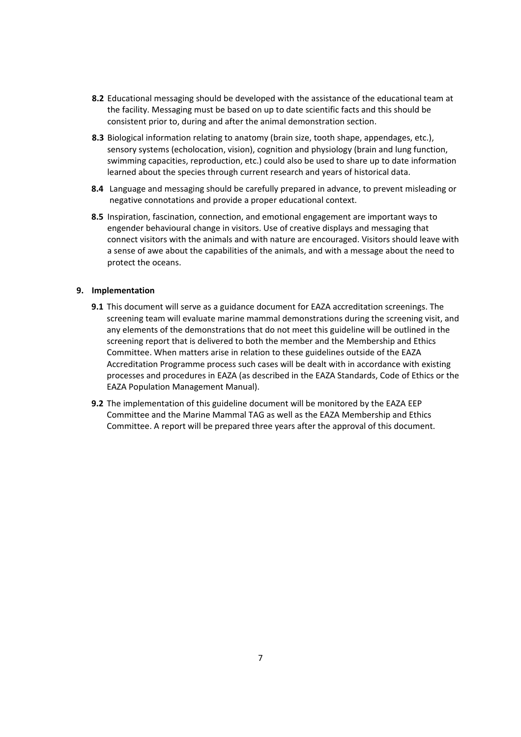**8.2** Educational messaging should be developed with the assistance of the educational team at the facility. Messaging must be based on up to date scientific facts and this should be consistent prior to, during and after the animal demonstration section.

**8.3** Biological information relating to anatomy (brain size, tooth shape, appendages, etc.), sensory systems (echolocation, vision), cognition and physiology (brain and lung function, swimming capacities, reproduction, etc.) could also be used to share up to date information learned about the species through current research and years of historical data.

**8.4** Language and messaging should be carefully prepared in advance, to prevent misleading or negative connotations and provide a proper educational context.

**8.5** Inspiration, fascination, connection, and emotional engagement are important ways to engender behavioural change in visitors. Use of creative displays and messaging that connect visitors with the animals and with nature are encouraged. Visitors should leave with a sense of awe about the capabilities of the animals, and with a message about the need to protect the oceans.

## 9. Implementation

**9.1** This document will serve as a guidance document for EAZA accreditation screenings. The screening team will evaluate marine mammal demonstrations during the screening visit, and any elements of the demonstrations that do not meet this guideline will be outlined in the screening report that is delivered to both the member and the Membership and Ethics Committee. When matters arise in relation to these guidelines outside of the EAZA Accreditation Programme process such cases will be dealt with in accordance with existing processes and procedures in EAZA (as described in the EAZA Standards, Code of Ethics or the EAZA Population Management Manual).

**9.2** The implementation of this guideline document will be monitored by the EAZA EEP Committee and the Marine Mammal TAG as well as the EAZA Membership and Ethics Committee. A report will be prepared three years after the approval of this document.